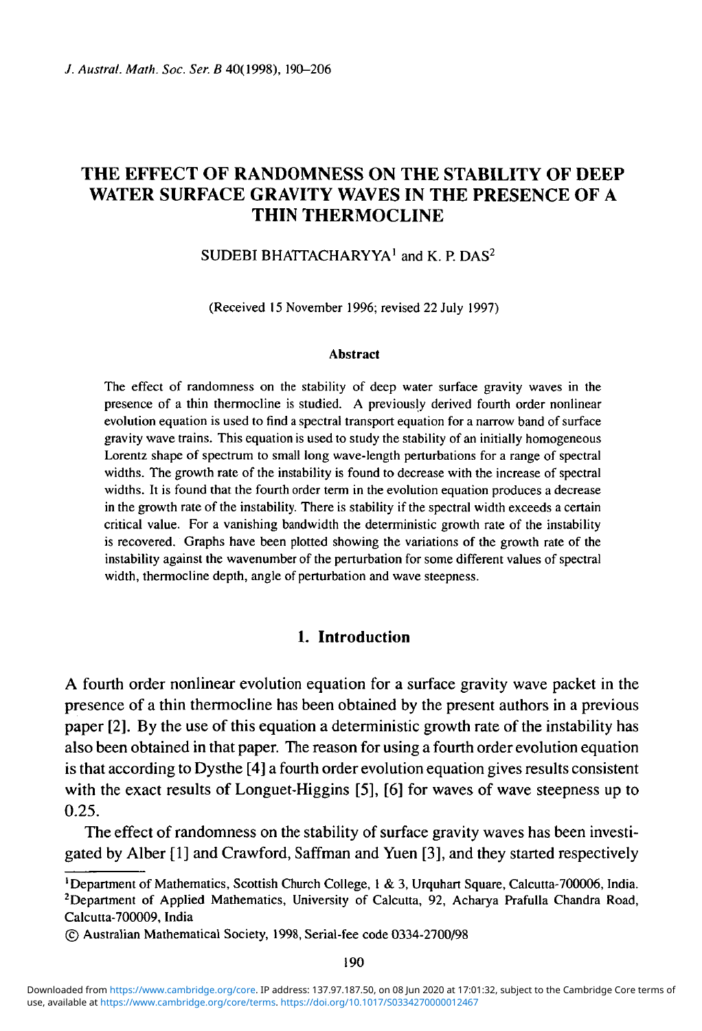# THE EFFECT OF RANDOMNESS ON THE STABILITY OF DEEP WATER SURFACE GRAVITY WAVES IN THE PRESENCE OF A THIN THERMOCLINE

SUDEBI BHATTACHARYYA[1] and K. P. DAS[2]

(Received 15 November 1996; revised 22 July 1997)

### Abstract

The effect of randomness on the stability of deep water surface gravity waves in the presence of a thin thermocline is studied. A previously derived fourth order nonlinear evolution equation is used to find a spectral transport equation for a narrow band of surface gravity wave trains. This equation is used to study the stability of an initially homogeneous Lorentz shape of spectrum to small long wave-length perturbations for a range of spectral widths. The growth rate of the instability is found to decrease with the increase of spectral widths. It is found that the fourth order term in the evolution equation produces a decrease in the growth rate of the instability. There is stability if the spectral width exceeds a certain critical value. For a vanishing bandwidth the deterministic growth rate of the instability is recovered. Graphs have been plotted showing the variations of the growth rate of the instability against the wavenumber of the perturbation for some different values of spectral width, thermocline depth, angle of perturbation and wave steepness.

## 1. Introduction

A fourth order nonlinear evolution equation for a surface gravity wave packet in the presence of a thin thermocline has been obtained by the present authors in a previous paper [2]. By the use of this equation a deterministic growth rate of the instability has also been obtained in that paper. The reason for using a fourth order evolution equation is that according to Dysthe [4] a fourth order evolution equation gives results consistent with the exact results of Longuet-Higgins [5], [6] for waves of wave steepness up to 0.25.

The effect of randomness on the stability of surface gravity waves has been investigated by Alber [1] and Crawford, Saffman and Yuen [3], and they started respectively

---

[1] Department of Mathematics, Scottish Church College, 1 & 3, Urquhart Square, Calcutta-700006, India.
[2] Department of Applied Mathematics, University of Calcutta, 92, Acharya Prafulla Chandra Road, Calcutta-700009, India

© Australian Mathematical Society, 1998, Serial-fee code 0334-2700/98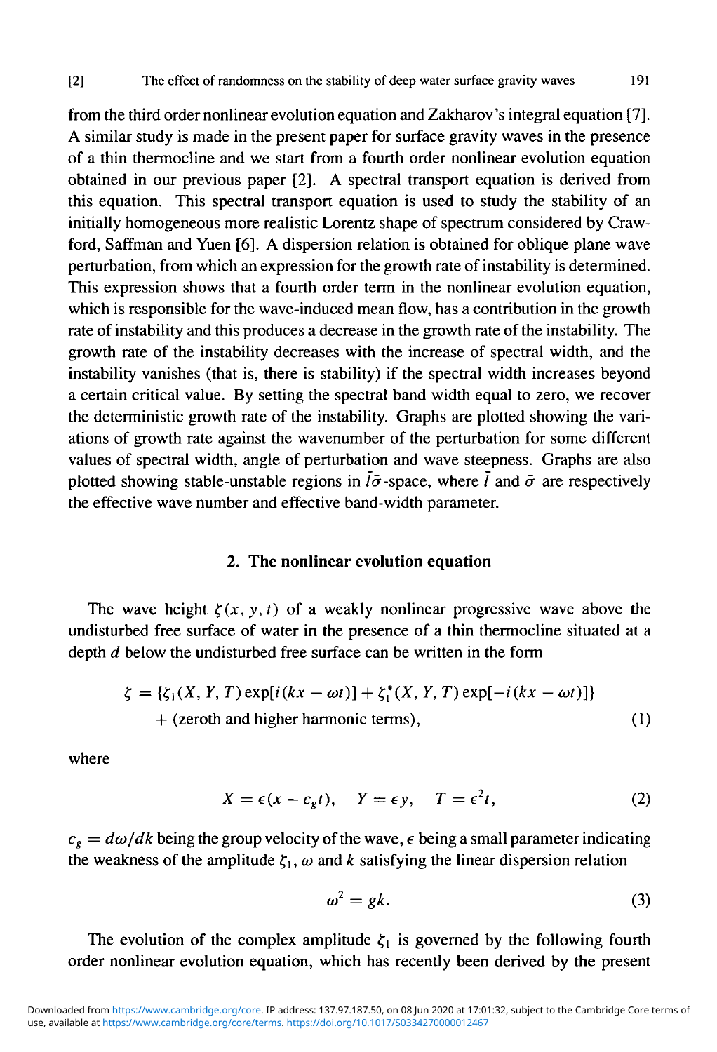from the third order nonlinear evolution equation and Zakharov's integral equation [7]. A similar study is made in the present paper for surface gravity waves in the presence of a thin thermocline and we start from a fourth order nonlinear evolution equation obtained in our previous paper [2]. A spectral transport equation is derived from this equation. This spectral transport equation is used to study the stability of an initially homogeneous more realistic Lorentz shape of spectrum considered by Crawford, Saffman and Yuen [6]. A dispersion relation is obtained for oblique plane wave perturbation, from which an expression for the growth rate of instability is determined. This expression shows that a fourth order term in the nonlinear evolution equation, which is responsible for the wave-induced mean flow, has a contribution in the growth rate of instability and this produces a decrease in the growth rate of the instability. The growth rate of the instability decreases with the increase of spectral width, and the instability vanishes (that is, there is stability) if the spectral width increases beyond a certain critical value. By setting the spectral band width equal to zero, we recover the deterministic growth rate of the instability. Graphs are plotted showing the variations of growth rate against the wavenumber of the perturbation for some different values of spectral width, angle of perturbation and wave steepness. Graphs are also plotted showing stable-unstable regions in $\bar{l}\bar{\sigma}$-space, where $\bar{l}$ and $\bar{\sigma}$ are respectively the effective wave number and effective band-width parameter.

## 2. The nonlinear evolution equation

The wave height $\zeta(x, y, t)$ of a weakly nonlinear progressive wave above the undisturbed free surface of water in the presence of a thin thermocline situated at a depth $d$ below the undisturbed free surface can be written in the form

$$\zeta = \{\zeta_1(X, Y, T)\exp[i(kx - \omega t)] + \zeta_1^*(X, Y, T)\exp[-i(kx - \omega t)]\} + \text{(zeroth and higher harmonic terms)}, \tag{1}$$

where

$$X = \epsilon(x - c_g t), \quad Y = \epsilon y, \quad T = \epsilon^2 t, \tag{2}$$

$c_g = d\omega/dk$ being the group velocity of the wave, $\epsilon$ being a small parameter indicating the weakness of the amplitude $\zeta_1$, $\omega$ and $k$ satisfying the linear dispersion relation

$$\omega^2 = gk. \tag{3}$$

The evolution of the complex amplitude $\zeta_1$ is governed by the following fourth order nonlinear evolution equation, which has recently been derived by the present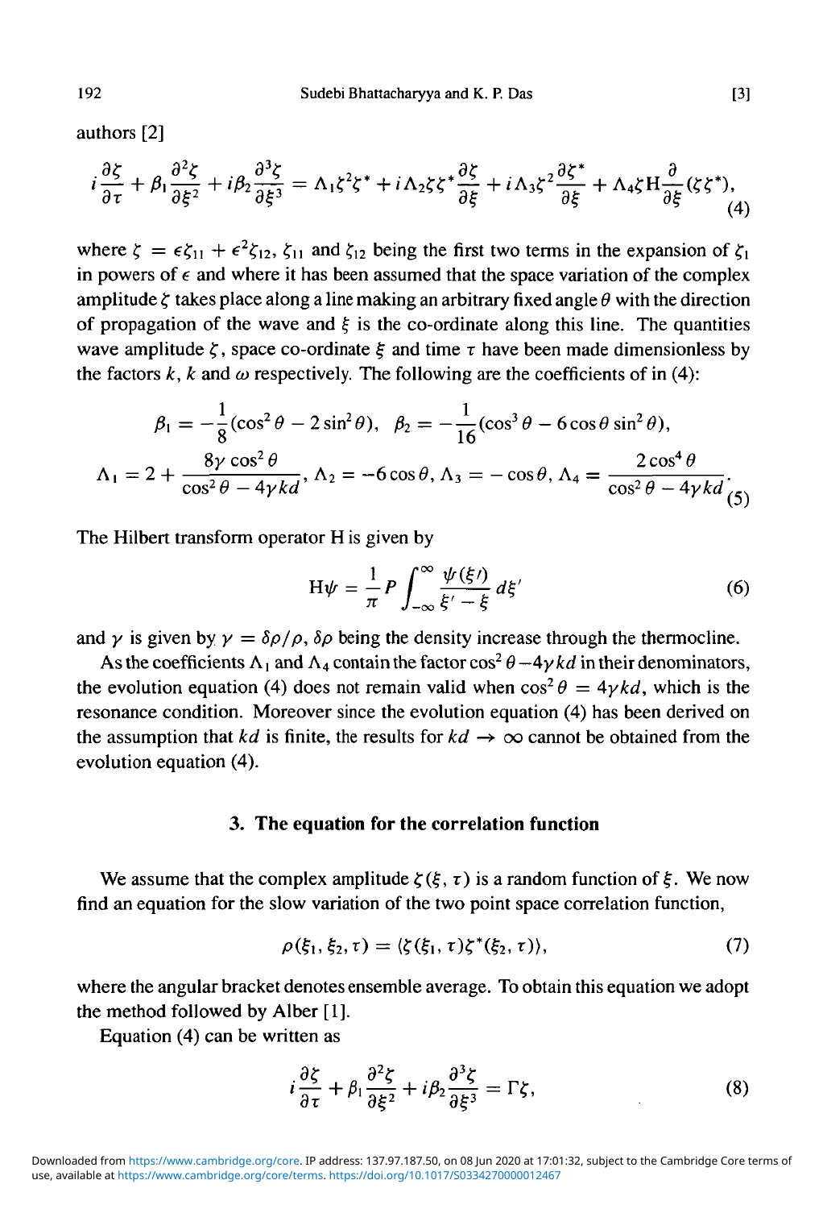authors [2]

$$i\frac{\partial \zeta}{\partial \tau} + \beta_1 \frac{\partial^2 \zeta}{\partial \xi^2} + i\beta_2 \frac{\partial^3 \zeta}{\partial \xi^3} = \Lambda_1 \zeta^2 \zeta^* + i\Lambda_2 \zeta \zeta^* \frac{\partial \zeta}{\partial \xi} + i\Lambda_3 \zeta^2 \frac{\partial \zeta^*}{\partial \xi} + \Lambda_4 \zeta \mathrm{H} \frac{\partial}{\partial \xi}(\zeta \zeta^*), \tag{4}$$

where $\zeta = \epsilon \zeta_{11} + \epsilon^2 \zeta_{12}$, $\zeta_{11}$ and $\zeta_{12}$ being the first two terms in the expansion of $\zeta_1$ in powers of $\epsilon$ and where it has been assumed that the space variation of the complex amplitude $\zeta$ takes place along a line making an arbitrary fixed angle $\theta$ with the direction of propagation of the wave and $\xi$ is the co-ordinate along this line. The quantities wave amplitude $\zeta$, space co-ordinate $\xi$ and time $\tau$ have been made dimensionless by the factors $k$, $k$ and $\omega$ respectively. The following are the coefficients of in (4):

$$\beta_1 = -\frac{1}{8}(\cos^2\theta - 2\sin^2\theta), \quad \beta_2 = -\frac{1}{16}(\cos^3\theta - 6\cos\theta\sin^2\theta),$$
$$\Lambda_1 = 2 + \frac{8\gamma\cos^2\theta}{\cos^2\theta - 4\gamma kd}, \ \Lambda_2 = -6\cos\theta, \ \Lambda_3 = -\cos\theta, \ \Lambda_4 = \frac{2\cos^4\theta}{\cos^2\theta - 4\gamma kd}. \tag{5}$$

The Hilbert transform operator H is given by

$$\mathrm{H}\psi = \frac{1}{\pi} P \int_{-\infty}^{\infty} \frac{\psi(\xi')}{\xi' - \xi} d\xi' \tag{6}$$

and $\gamma$ is given by $\gamma = \delta\rho/\rho$, $\delta\rho$ being the density increase through the thermocline.

As the coefficients $\Lambda_1$ and $\Lambda_4$ contain the factor $\cos^2\theta - 4\gamma kd$ in their denominators, the evolution equation (4) does not remain valid when $\cos^2\theta = 4\gamma kd$, which is the resonance condition. Moreover since the evolution equation (4) has been derived on the assumption that $kd$ is finite, the results for $kd \to \infty$ cannot be obtained from the evolution equation (4).

## 3. The equation for the correlation function

We assume that the complex amplitude $\zeta(\xi, \tau)$ is a random function of $\xi$. We now find an equation for the slow variation of the two point space correlation function,

$$\rho(\xi_1, \xi_2, \tau) = \langle \zeta(\xi_1, \tau) \zeta^*(\xi_2, \tau) \rangle, \tag{7}$$

where the angular bracket denotes ensemble average. To obtain this equation we adopt the method followed by Alber [1].

Equation (4) can be written as

$$i\frac{\partial \zeta}{\partial \tau} + \beta_1 \frac{\partial^2 \zeta}{\partial \xi^2} + i\beta_2 \frac{\partial^3 \zeta}{\partial \xi^3} = \Gamma \zeta, \tag{8}$$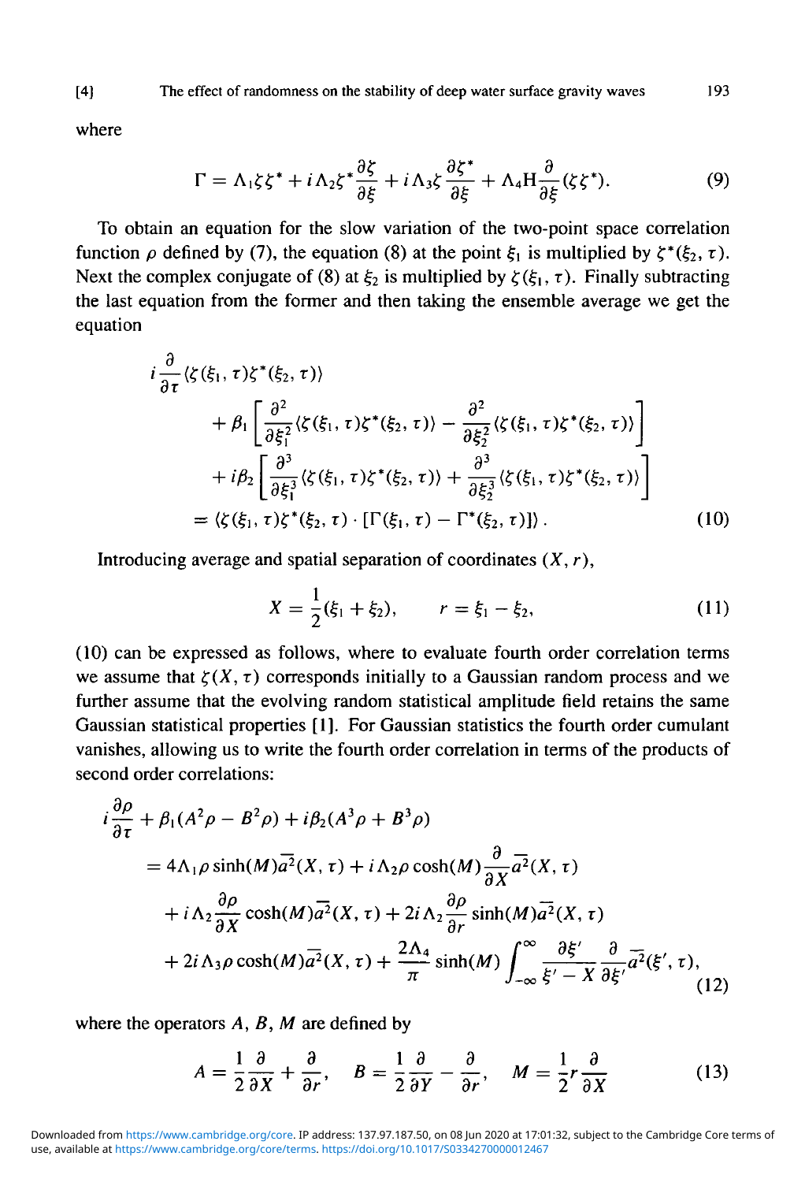where

$$\Gamma = \Lambda_1 \zeta\zeta^* + i\Lambda_2 \zeta^* \frac{\partial \zeta}{\partial \xi} + i\Lambda_3 \zeta \frac{\partial \zeta^*}{\partial \xi} + \Lambda_4 \mathrm{H} \frac{\partial}{\partial \xi}(\zeta\zeta^*). \tag{9}$$

To obtain an equation for the slow variation of the two-point space correlation function $\rho$ defined by (7), the equation (8) at the point $\xi_1$ is multiplied by $\zeta^*(\xi_2, \tau)$. Next the complex conjugate of (8) at $\xi_2$ is multiplied by $\zeta(\xi_1, \tau)$. Finally subtracting the last equation from the former and then taking the ensemble average we get the equation

$$\begin{aligned}
i\frac{\partial}{\partial \tau}&\langle \zeta(\xi_1, \tau)\zeta^*(\xi_2, \tau)\rangle \\
&+ \beta_1 \left[ \frac{\partial^2}{\partial \xi_1^2}\langle \zeta(\xi_1, \tau)\zeta^*(\xi_2, \tau)\rangle - \frac{\partial^2}{\partial \xi_2^2}\langle \zeta(\xi_1, \tau)\zeta^*(\xi_2, \tau)\rangle \right] \\
&+ i\beta_2 \left[ \frac{\partial^3}{\partial \xi_1^3}\langle \zeta(\xi_1, \tau)\zeta^*(\xi_2, \tau)\rangle + \frac{\partial^3}{\partial \xi_2^3}\langle \zeta(\xi_1, \tau)\zeta^*(\xi_2, \tau)\rangle \right] \\
&= \langle \zeta(\xi_1, \tau)\zeta^*(\xi_2, \tau) \cdot [\Gamma(\xi_1, \tau) - \Gamma^*(\xi_2, \tau)] \rangle .
\end{aligned} \tag{10}$$

Introducing average and spatial separation of coordinates $(X, r)$,

$$X = \frac{1}{2}(\xi_1 + \xi_2), \qquad r = \xi_1 - \xi_2, \tag{11}$$

(10) can be expressed as follows, where to evaluate fourth order correlation terms we assume that $\zeta(X, \tau)$ corresponds initially to a Gaussian random process and we further assume that the evolving random statistical amplitude field retains the same Gaussian statistical properties [1]. For Gaussian statistics the fourth order cumulant vanishes, allowing us to write the fourth order correlation in terms of the products of second order correlations:

$$\begin{aligned}
i\frac{\partial \rho}{\partial \tau} &+ \beta_1(A^2\rho - B^2\rho) + i\beta_2(A^3\rho + B^3\rho) \\
&= 4\Lambda_1 \rho \sinh(M)\overline{a^2}(X, \tau) + i\Lambda_2 \rho \cosh(M)\frac{\partial}{\partial X}\overline{a^2}(X, \tau) \\
&\quad + i\Lambda_2 \frac{\partial \rho}{\partial X}\cosh(M)\overline{a^2}(X, \tau) + 2i\Lambda_2 \frac{\partial \rho}{\partial r}\sinh(M)\overline{a^2}(X, \tau) \\
&\quad + 2i\Lambda_3 \rho \cosh(M)\overline{a^2}(X, \tau) + \frac{2\Lambda_4}{\pi}\sinh(M)\int_{-\infty}^{\infty} \frac{\partial \xi'}{\xi' - X}\frac{\partial}{\partial \xi'}\overline{a^2}(\xi', \tau),
\end{aligned} \tag{12}$$

where the operators $A$, $B$, $M$ are defined by

$$A = \frac{1}{2}\frac{\partial}{\partial X} + \frac{\partial}{\partial r}, \quad B = \frac{1}{2}\frac{\partial}{\partial Y} - \frac{\partial}{\partial r}, \quad M = \frac{1}{2}r\frac{\partial}{\partial X} \tag{13}$$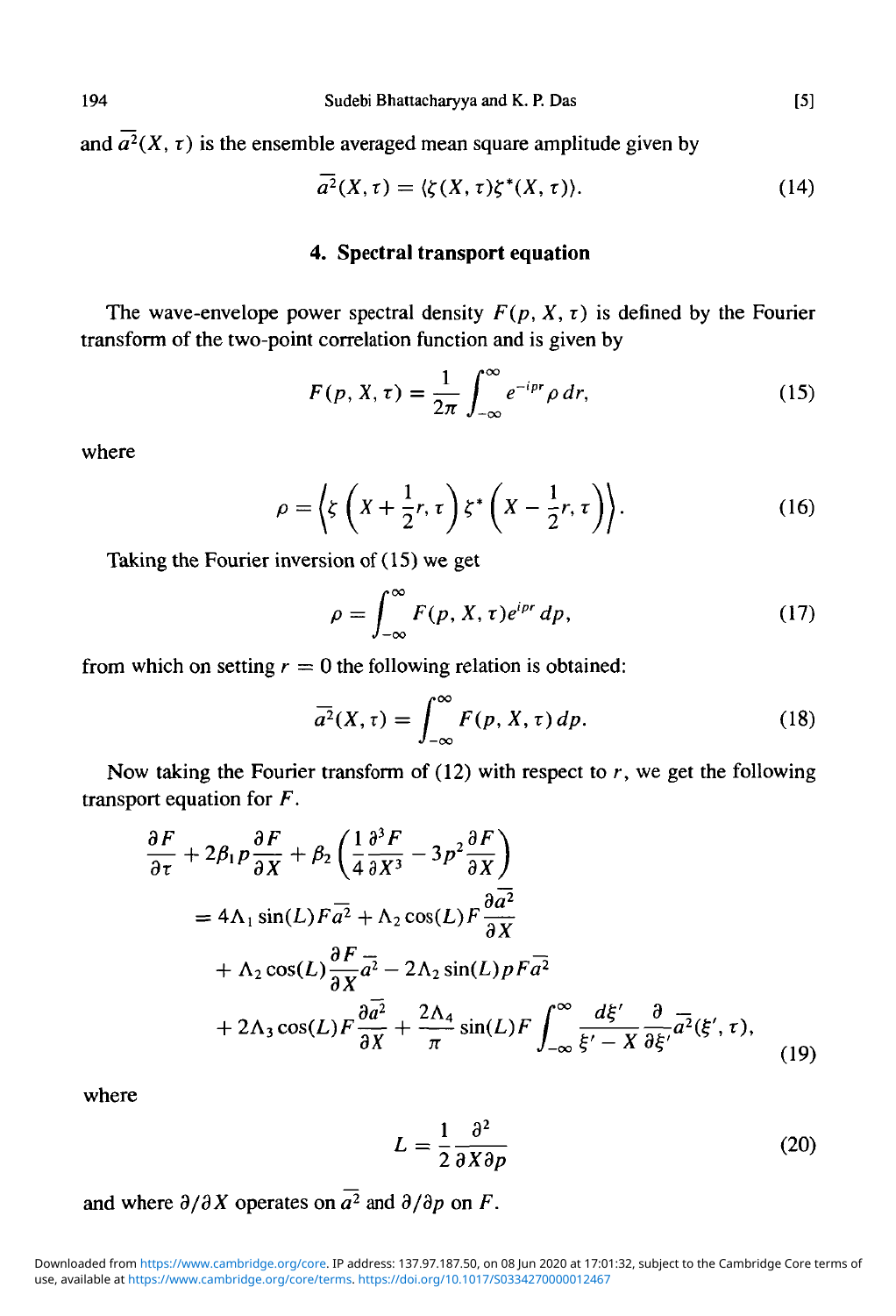and $\overline{a^2}(X, \tau)$ is the ensemble averaged mean square amplitude given by

$$\overline{a^2}(X, \tau) = \langle \zeta(X, \tau)\zeta^*(X, \tau)\rangle. \tag{14}$$

## 4. Spectral transport equation

The wave-envelope power spectral density $F(p, X, \tau)$ is defined by the Fourier transform of the two-point correlation function and is given by

$$F(p, X, \tau) = \frac{1}{2\pi}\int_{-\infty}^{\infty} e^{-ipr}\rho\, dr, \tag{15}$$

where

$$\rho = \left\langle \zeta\left(X + \frac{1}{2}r, \tau\right)\zeta^*\left(X - \frac{1}{2}r, \tau\right)\right\rangle. \tag{16}$$

Taking the Fourier inversion of (15) we get

$$\rho = \int_{-\infty}^{\infty} F(p, X, \tau)e^{ipr}\, dp, \tag{17}$$

from which on setting $r = 0$ the following relation is obtained:

$$\overline{a^2}(X, \tau) = \int_{-\infty}^{\infty} F(p, X, \tau)\, dp. \tag{18}$$

Now taking the Fourier transform of (12) with respect to $r$, we get the following transport equation for $F$.

$$\begin{aligned}
&\frac{\partial F}{\partial \tau} + 2\beta_1 p\frac{\partial F}{\partial X} + \beta_2\left(\frac{1}{4}\frac{\partial^3 F}{\partial X^3} - 3p^2\frac{\partial F}{\partial X}\right) \\
&\quad = 4\Lambda_1 \sin(L)F\overline{a^2} + \Lambda_2\cos(L)F\frac{\partial \overline{a^2}}{\partial X} \\
&\quad\quad + \Lambda_2\cos(L)\frac{\partial F}{\partial X}\overline{a^2} - 2\Lambda_2\sin(L)pF\overline{a^2} \\
&\quad\quad + 2\Lambda_3\cos(L)F\frac{\partial \overline{a^2}}{\partial X} + \frac{2\Lambda_4}{\pi}\sin(L)F\int_{-\infty}^{\infty}\frac{d\xi'}{\xi' - X}\frac{\partial}{\partial \xi'}\overline{a^2}(\xi', \tau),
\end{aligned} \tag{19}$$

where

$$L = \frac{1}{2}\frac{\partial^2}{\partial X\partial p} \tag{20}$$

and where $\partial/\partial X$ operates on $\overline{a^2}$ and $\partial/\partial p$ on $F$.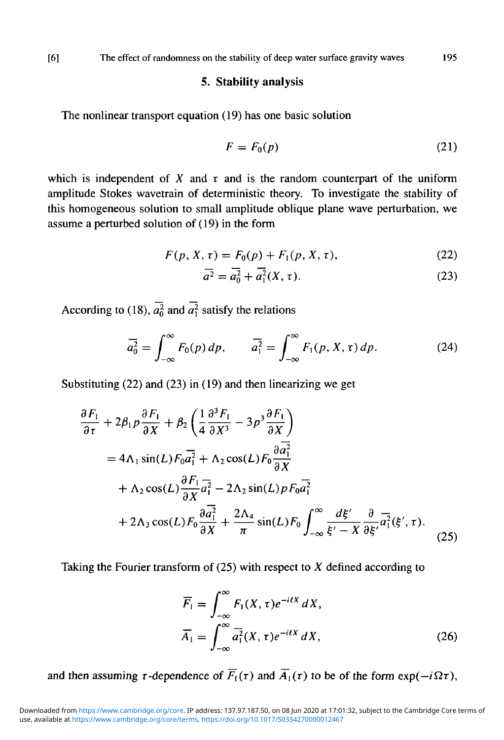## 5. Stability analysis

The nonlinear transport equation (19) has one basic solution

$$F = F_0(p) \tag{21}$$

which is independent of $X$ and $\tau$ and is the random counterpart of the uniform amplitude Stokes wavetrain of deterministic theory. To investigate the stability of this homogeneous solution to small amplitude oblique plane wave perturbation, we assume a perturbed solution of (19) in the form

$$F(p, X, \tau) = F_0(p) + F_1(p, X, \tau), \tag{22}$$

$$\overline{a^2} = \overline{a_0^2} + \overline{a_1^2}(X, \tau). \tag{23}$$

According to (18), $\overline{a_0^2}$ and $\overline{a_1^2}$ satisfy the relations

$$\overline{a_0^2} = \int_{-\infty}^{\infty} F_0(p)\, dp, \qquad \overline{a_1^2} = \int_{-\infty}^{\infty} F_1(p, X, \tau)\, dp. \tag{24}$$

Substituting (22) and (23) in (19) and then linearizing we get

$$\begin{aligned}
&\frac{\partial F_1}{\partial \tau} + 2\beta_1 p \frac{\partial F_1}{\partial X} + \beta_2 \left( \frac{1}{4} \frac{\partial^3 F_1}{\partial X^3} - 3p^3 \frac{\partial F_1}{\partial X} \right) \\
&\quad = 4\Lambda_1 \sin(L) F_0 \overline{a_1^2} + \Lambda_2 \cos(L) F_0 \frac{\partial \overline{a_1^2}}{\partial X} \\
&\qquad + \Lambda_2 \cos(L) \frac{\partial F_1}{\partial X} \overline{a_1^2} - 2\Lambda_2 \sin(L) p F_0 \overline{a_1^2} \\
&\qquad + 2\Lambda_3 \cos(L) F_0 \frac{\partial \overline{a_1^2}}{\partial X} + \frac{2\Lambda_4}{\pi} \sin(L) F_0 \int_{-\infty}^{\infty} \frac{d\xi'}{\xi' - X} \frac{\partial}{\partial \xi'} \overline{a_1^2}(\xi', \tau).
\end{aligned} \tag{25}$$

Taking the Fourier transform of (25) with respect to $X$ defined according to

$$\begin{aligned}
\overline{F_1} &= \int_{-\infty}^{\infty} F_1(X, \tau) e^{-i\ell X}\, dX, \\
\overline{A_1} &= \int_{-\infty}^{\infty} \overline{a_1^2}(X, \tau) e^{-i\ell X}\, dX,
\end{aligned} \tag{26}$$

and then assuming $\tau$-dependence of $\overline{F_1}(\tau)$ and $\overline{A_1}(\tau)$ to be of the form $\exp(-i\Omega\tau)$,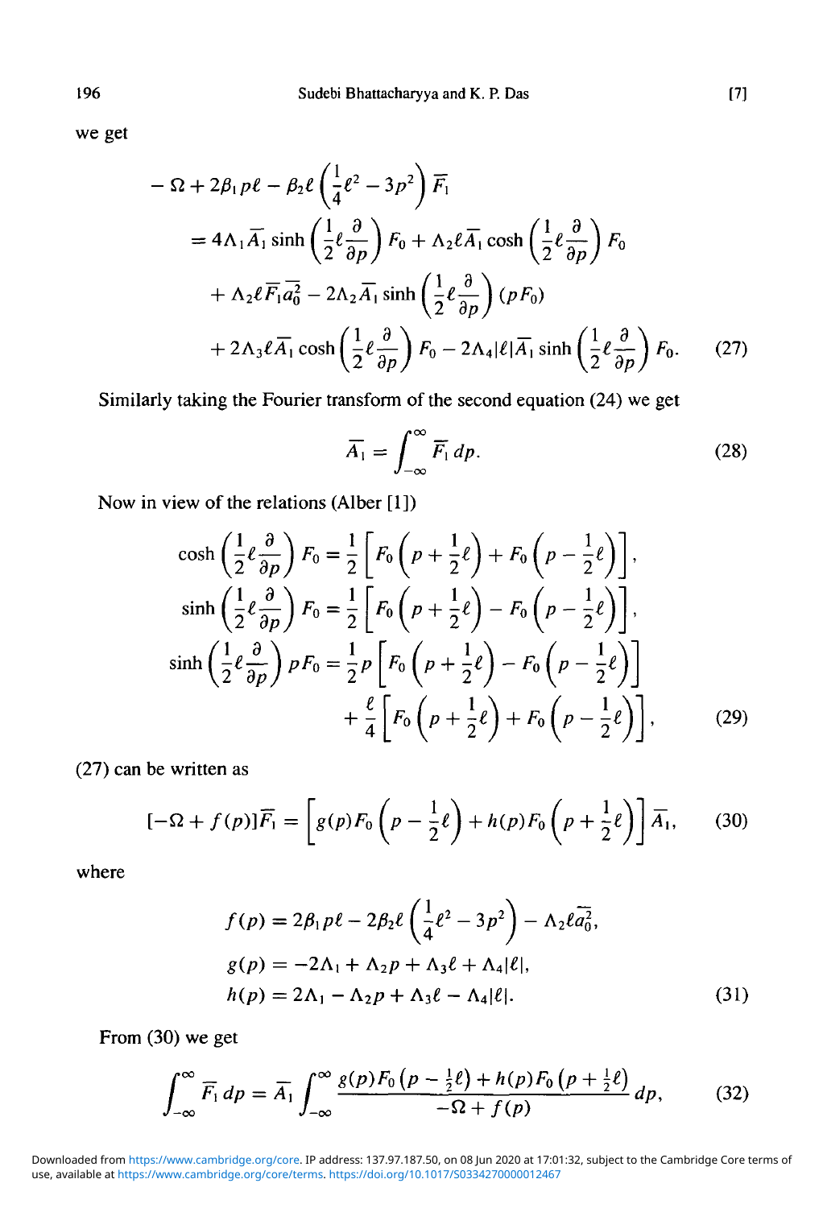we get

$$
\begin{aligned}
-\Omega + 2\beta_1 p\ell - \beta_2\ell\left(\frac{1}{4}\ell^2 - 3p^2\right)\overline{F_1}
&= 4\Lambda_1\overline{A_1}\sinh\left(\frac{1}{2}\ell\frac{\partial}{\partial p}\right)F_0 + \Lambda_2\ell\overline{A_1}\cosh\left(\frac{1}{2}\ell\frac{\partial}{\partial p}\right)F_0 \\
&\quad + \Lambda_2\ell\overline{F_1}\overline{a_0^2} - 2\Lambda_2\overline{A_1}\sinh\left(\frac{1}{2}\ell\frac{\partial}{\partial p}\right)(pF_0) \\
&\quad + 2\Lambda_3\ell\overline{A_1}\cosh\left(\frac{1}{2}\ell\frac{\partial}{\partial p}\right)F_0 - 2\Lambda_4|\ell|\overline{A_1}\sinh\left(\frac{1}{2}\ell\frac{\partial}{\partial p}\right)F_0. \qquad (27)
\end{aligned}
$$

Similarly taking the Fourier transform of the second equation (24) we get

$$
\overline{A_1} = \int_{-\infty}^{\infty}\overline{F_1}\,dp. \qquad (28)
$$

Now in view of the relations (Alber [1])

$$
\begin{aligned}
\cosh\left(\frac{1}{2}\ell\frac{\partial}{\partial p}\right)F_0 &= \frac{1}{2}\left[F_0\left(p+\frac{1}{2}\ell\right) + F_0\left(p-\frac{1}{2}\ell\right)\right], \\
\sinh\left(\frac{1}{2}\ell\frac{\partial}{\partial p}\right)F_0 &= \frac{1}{2}\left[F_0\left(p+\frac{1}{2}\ell\right) - F_0\left(p-\frac{1}{2}\ell\right)\right], \\
\sinh\left(\frac{1}{2}\ell\frac{\partial}{\partial p}\right)pF_0 &= \frac{1}{2}p\left[F_0\left(p+\frac{1}{2}\ell\right) - F_0\left(p-\frac{1}{2}\ell\right)\right] \\
&\quad + \frac{\ell}{4}\left[F_0\left(p+\frac{1}{2}\ell\right) + F_0\left(p-\frac{1}{2}\ell\right)\right], \qquad (29)
\end{aligned}
$$

(27) can be written as

$$
[-\Omega + f(p)]\overline{F_1} = \left[g(p)F_0\left(p-\frac{1}{2}\ell\right) + h(p)F_0\left(p+\frac{1}{2}\ell\right)\right]\overline{A_1}, \qquad (30)
$$

where

$$
\begin{aligned}
f(p) &= 2\beta_1 p\ell - 2\beta_2\ell\left(\frac{1}{4}\ell^2 - 3p^2\right) - \Lambda_2\ell\overline{a_0^2}, \\
g(p) &= -2\Lambda_1 + \Lambda_2 p + \Lambda_3\ell + \Lambda_4|\ell|, \\
h(p) &= 2\Lambda_1 - \Lambda_2 p + \Lambda_3\ell - \Lambda_4|\ell|. \qquad (31)
\end{aligned}
$$

From (30) we get

$$
\int_{-\infty}^{\infty}\overline{F_1}\,dp = \overline{A_1}\int_{-\infty}^{\infty}\frac{g(p)F_0\left(p-\frac{1}{2}\ell\right) + h(p)F_0\left(p+\frac{1}{2}\ell\right)}{-\Omega + f(p)}\,dp, \qquad (32)
$$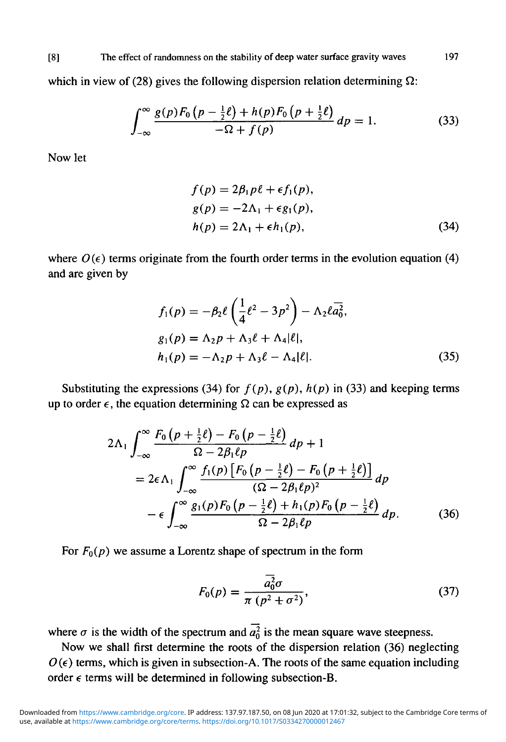which in view of (28) gives the following dispersion relation determining $\Omega$:

$$\int_{-\infty}^{\infty} \frac{g(p)F_0\left(p-\frac{1}{2}\ell\right)+h(p)F_0\left(p+\frac{1}{2}\ell\right)}{-\Omega+f(p)}\,dp=1. \tag{33}$$

Now let

$$\begin{aligned}
f(p) &= 2\beta_1 p\ell+\epsilon f_1(p),\\
g(p) &= -2\Lambda_1+\epsilon g_1(p),\\
h(p) &= 2\Lambda_1+\epsilon h_1(p),
\end{aligned} \tag{34}$$

where $O(\epsilon)$ terms originate from the fourth order terms in the evolution equation (4) and are given by

$$\begin{aligned}
f_1(p) &= -\beta_2\ell\left(\frac{1}{4}\ell^2-3p^2\right)-\Lambda_2\ell\overline{a_0^2},\\
g_1(p) &= \Lambda_2 p+\Lambda_3\ell+\Lambda_4|\ell|,\\
h_1(p) &= -\Lambda_2 p+\Lambda_3\ell-\Lambda_4|\ell|.
\end{aligned} \tag{35}$$

Substituting the expressions (34) for $f(p)$, $g(p)$, $h(p)$ in (33) and keeping terms up to order $\epsilon$, the equation determining $\Omega$ can be expressed as

$$\begin{aligned}
2\Lambda_1&\int_{-\infty}^{\infty}\frac{F_0\left(p+\frac{1}{2}\ell\right)-F_0\left(p-\frac{1}{2}\ell\right)}{\Omega-2\beta_1\ell p}\,dp+1\\
&=2\epsilon\Lambda_1\int_{-\infty}^{\infty}\frac{f_1(p)\left[F_0\left(p-\frac{1}{2}\ell\right)-F_0\left(p+\frac{1}{2}\ell\right)\right]}{(\Omega-2\beta_1\ell p)^2}\,dp\\
&\quad-\epsilon\int_{-\infty}^{\infty}\frac{g_1(p)F_0\left(p-\frac{1}{2}\ell\right)+h_1(p)F_0\left(p-\frac{1}{2}\ell\right)}{\Omega-2\beta_1\ell p}\,dp.
\end{aligned} \tag{36}$$

For $F_0(p)$ we assume a Lorentz shape of spectrum in the form

$$F_0(p)=\frac{\overline{a_0^2}\sigma}{\pi\,(p^2+\sigma^2)}, \tag{37}$$

where $\sigma$ is the width of the spectrum and $\overline{a_0^2}$ is the mean square wave steepness.

Now we shall first determine the roots of the dispersion relation (36) neglecting $O(\epsilon)$ terms, which is given in subsection-A. The roots of the same equation including order $\epsilon$ terms will be determined in following subsection-B.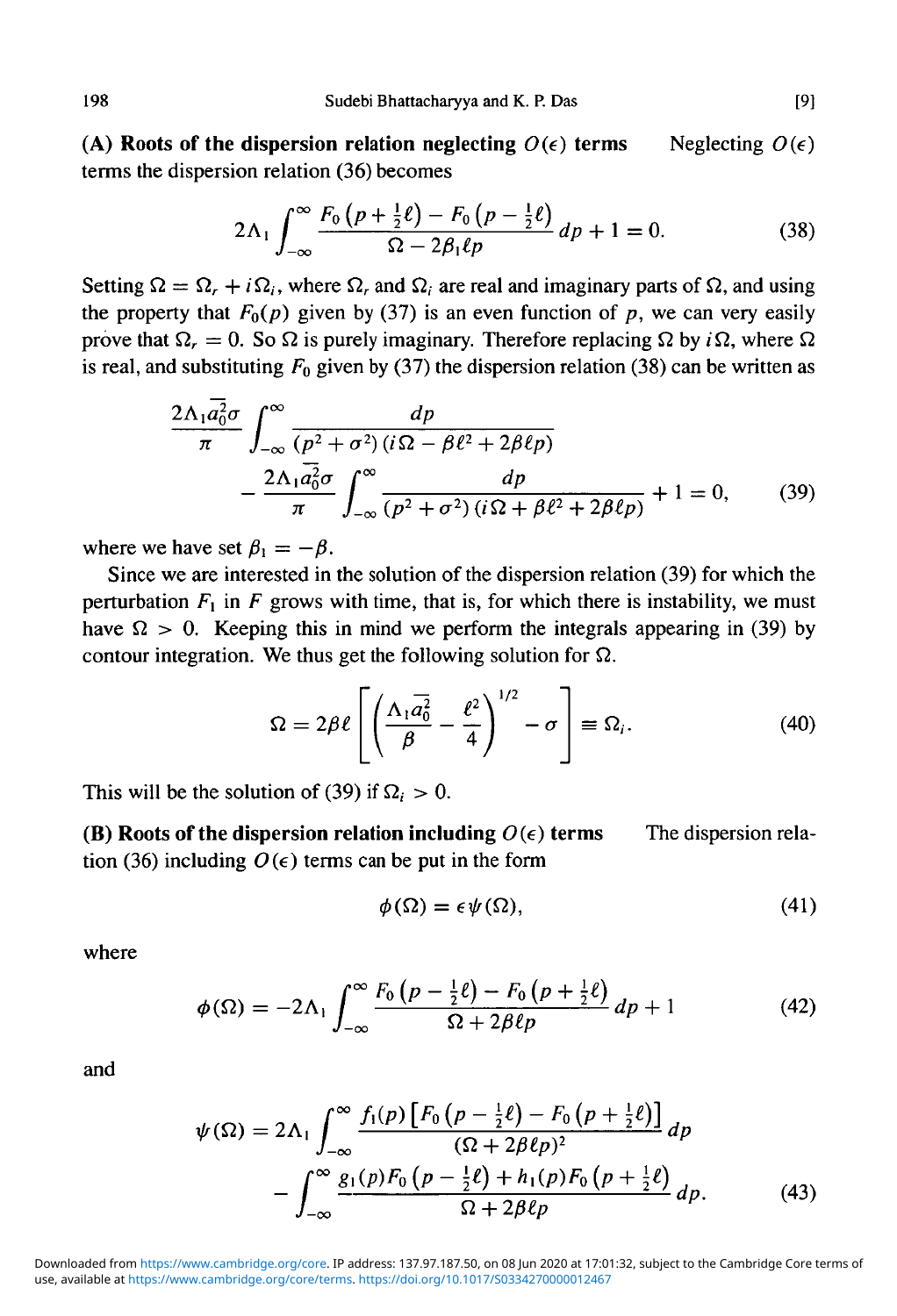**(A) Roots of the dispersion relation neglecting $O(\epsilon)$ terms** Neglecting $O(\epsilon)$ terms the dispersion relation (36) becomes

$$2\Lambda_1 \int_{-\infty}^{\infty} \frac{F_0\left(p+\frac{1}{2}\ell\right) - F_0\left(p-\frac{1}{2}\ell\right)}{\Omega - 2\beta_1 \ell p}\, dp + 1 = 0. \tag{38}$$

Setting $\Omega = \Omega_r + i\Omega_i$, where $\Omega_r$ and $\Omega_i$ are real and imaginary parts of $\Omega$, and using the property that $F_0(p)$ given by (37) is an even function of $p$, we can very easily prove that $\Omega_r = 0$. So $\Omega$ is purely imaginary. Therefore replacing $\Omega$ by $i\Omega$, where $\Omega$ is real, and substituting $F_0$ given by (37) the dispersion relation (38) can be written as

$$\begin{aligned}\frac{2\Lambda_1 \overline{a_0^2}\sigma}{\pi} &\int_{-\infty}^{\infty} \frac{dp}{(p^2+\sigma^2)(i\Omega - \beta\ell^2 + 2\beta\ell p)} \\ &- \frac{2\Lambda_1 \overline{a_0^2}\sigma}{\pi} \int_{-\infty}^{\infty} \frac{dp}{(p^2+\sigma^2)(i\Omega + \beta\ell^2 + 2\beta\ell p)} + 1 = 0, \end{aligned}\tag{39}$$

where we have set $\beta_1 = -\beta$.

Since we are interested in the solution of the dispersion relation (39) for which the perturbation $F_1$ in $F$ grows with time, that is, for which there is instability, we must have $\Omega > 0$. Keeping this in mind we perform the integrals appearing in (39) by contour integration. We thus get the following solution for $\Omega$.

$$\Omega = 2\beta\ell \left[\left(\frac{\Lambda_1 \overline{a_0^2}}{\beta} - \frac{\ell^2}{4}\right)^{1/2} - \sigma\right] \equiv \Omega_i. \tag{40}$$

This will be the solution of (39) if $\Omega_i > 0$.

**(B) Roots of the dispersion relation including $O(\epsilon)$ terms** The dispersion relation (36) including $O(\epsilon)$ terms can be put in the form

$$\phi(\Omega) = \epsilon\psi(\Omega), \tag{41}$$

where

$$\phi(\Omega) = -2\Lambda_1 \int_{-\infty}^{\infty} \frac{F_0\left(p-\frac{1}{2}\ell\right) - F_0\left(p+\frac{1}{2}\ell\right)}{\Omega + 2\beta\ell p}\, dp + 1 \tag{42}$$

and

$$\begin{aligned}\psi(\Omega) = 2\Lambda_1 &\int_{-\infty}^{\infty} \frac{f_1(p)\left[F_0\left(p-\frac{1}{2}\ell\right) - F_0\left(p+\frac{1}{2}\ell\right)\right]}{(\Omega + 2\beta\ell p)^2}\, dp \\ &- \int_{-\infty}^{\infty} \frac{g_1(p) F_0\left(p-\frac{1}{2}\ell\right) + h_1(p) F_0\left(p+\frac{1}{2}\ell\right)}{\Omega + 2\beta\ell p}\, dp. \end{aligned}\tag{43}$$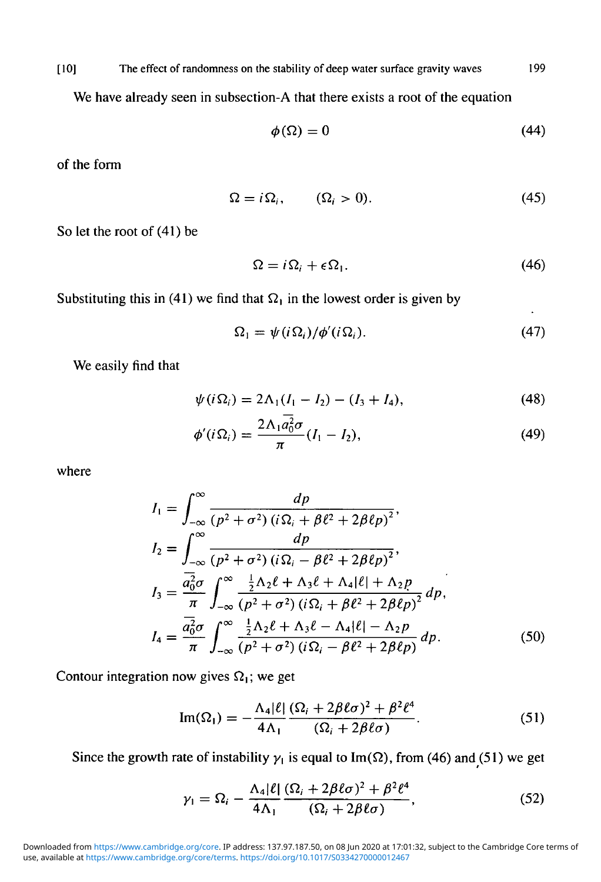We have already seen in subsection-A that there exists a root of the equation

$$\phi(\Omega) = 0 \tag{44}$$

of the form

$$\Omega = i\Omega_i, \qquad (\Omega_i > 0). \tag{45}$$

So let the root of (41) be

$$\Omega = i\Omega_i + \epsilon\Omega_1. \tag{46}$$

Substituting this in (41) we find that $\Omega_1$ in the lowest order is given by

$$\Omega_1 = \psi(i\Omega_i)/\phi'(i\Omega_i). \tag{47}$$

We easily find that

$$\psi(i\Omega_i) = 2\Lambda_1(I_1 - I_2) - (I_3 + I_4), \tag{48}$$

$$\phi'(i\Omega_i) = \frac{2\Lambda_1 \overline{a_0^2}\sigma}{\pi}(I_1 - I_2), \tag{49}$$

where

$$
\begin{aligned}
I_1 &= \int_{-\infty}^{\infty} \frac{dp}{(p^2+\sigma^2)\,(i\Omega_i + \beta\ell^2 + 2\beta\ell p)^2}, \\
I_2 &= \int_{-\infty}^{\infty} \frac{dp}{(p^2+\sigma^2)\,(i\Omega_i - \beta\ell^2 + 2\beta\ell p)^2}, \\
I_3 &= \frac{\overline{a_0^2}\sigma}{\pi} \int_{-\infty}^{\infty} \frac{\frac{1}{2}\Lambda_2\ell + \Lambda_3\ell + \Lambda_4|\ell| + \Lambda_2 p}{(p^2+\sigma^2)\,(i\Omega_i + \beta\ell^2 + 2\beta\ell p)^2}\, dp, \\
I_4 &= \frac{\overline{a_0^2}\sigma}{\pi} \int_{-\infty}^{\infty} \frac{\frac{1}{2}\Lambda_2\ell + \Lambda_3\ell - \Lambda_4|\ell| - \Lambda_2 p}{(p^2+\sigma^2)\,(i\Omega_i - \beta\ell^2 + 2\beta\ell p)}\, dp.
\end{aligned} \tag{50}
$$

Contour integration now gives $\Omega_1$; we get

$$\mathrm{Im}(\Omega_1) = -\frac{\Lambda_4|\ell|}{4\Lambda_1} \frac{(\Omega_i + 2\beta\ell\sigma)^2 + \beta^2\ell^4}{(\Omega_i + 2\beta\ell\sigma)}. \tag{51}$$

Since the growth rate of instability $\gamma_1$ is equal to $\mathrm{Im}(\Omega)$, from (46) and (51) we get

$$\gamma_1 = \Omega_i - \frac{\Lambda_4|\ell|}{4\Lambda_1} \frac{(\Omega_i + 2\beta\ell\sigma)^2 + \beta^2\ell^4}{(\Omega_i + 2\beta\ell\sigma)}, \tag{52}$$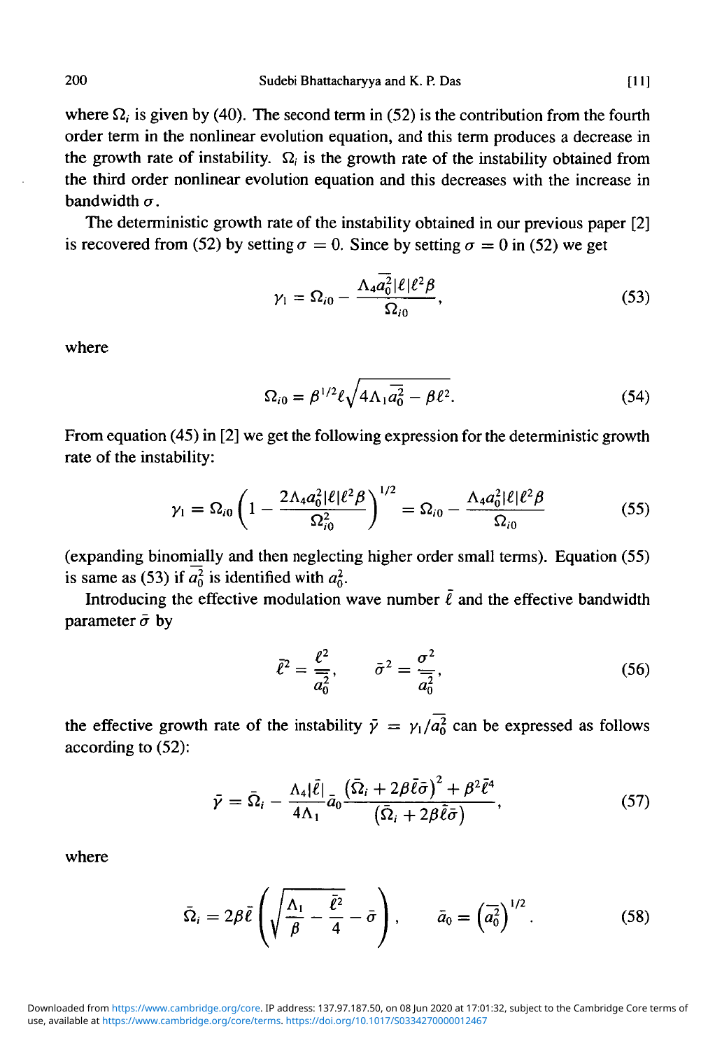where $\Omega_i$ is given by (40). The second term in (52) is the contribution from the fourth order term in the nonlinear evolution equation, and this term produces a decrease in the growth rate of instability. $\Omega_i$ is the growth rate of the instability obtained from the third order nonlinear evolution equation and this decreases with the increase in bandwidth $\sigma$.

The deterministic growth rate of the instability obtained in our previous paper [2] is recovered from (52) by setting $\sigma = 0$. Since by setting $\sigma = 0$ in (52) we get

$$\gamma_1 = \Omega_{i0} - \frac{\Lambda_4 \overline{a_0^2} |\ell| \ell^2 \beta}{\Omega_{i0}}, \tag{53}$$

where

$$\Omega_{i0} = \beta^{1/2} \ell \sqrt{4\Lambda_1 \overline{a_0^2} - \beta \ell^2}. \tag{54}$$

From equation (45) in [2] we get the following expression for the deterministic growth rate of the instability:

$$\gamma_1 = \Omega_{i0} \left( 1 - \frac{2\Lambda_4 a_0^2 |\ell| \ell^2 \beta}{\Omega_{i0}^2} \right)^{1/2} = \Omega_{i0} - \frac{\Lambda_4 a_0^2 |\ell| \ell^2 \beta}{\Omega_{i0}} \tag{55}$$

(expanding binomially and then neglecting higher order small terms). Equation (55) is same as (53) if $\overline{a_0^2}$ is identified with $a_0^2$.

Introducing the effective modulation wave number $\bar{\ell}$ and the effective bandwidth parameter $\bar{\sigma}$ by

$$\bar{\ell}^2 = \frac{\ell^2}{\overline{a_0^2}}, \qquad \bar{\sigma}^2 = \frac{\sigma^2}{\overline{a_0^2}}, \tag{56}$$

the effective growth rate of the instability $\bar{\gamma} = \gamma_1 / \overline{a_0^2}$ can be expressed as follows according to (52):

$$\bar{\gamma} = \bar{\Omega}_i - \frac{\Lambda_4 |\bar{\ell}|}{4\Lambda_1} \bar{a}_0 \frac{\left(\bar{\Omega}_i + 2\beta \bar{\ell} \bar{\sigma}\right)^2 + \beta^2 \bar{\ell}^4}{\left(\bar{\Omega}_i + 2\beta \bar{\ell} \bar{\sigma}\right)}, \tag{57}$$

where

$$\bar{\Omega}_i = 2\beta \bar{\ell} \left( \sqrt{\frac{\Lambda_1}{\beta} - \frac{\bar{\ell}^2}{4}} - \bar{\sigma} \right), \qquad \bar{a}_0 = \left( \overline{a_0^2} \right)^{1/2}. \tag{58}$$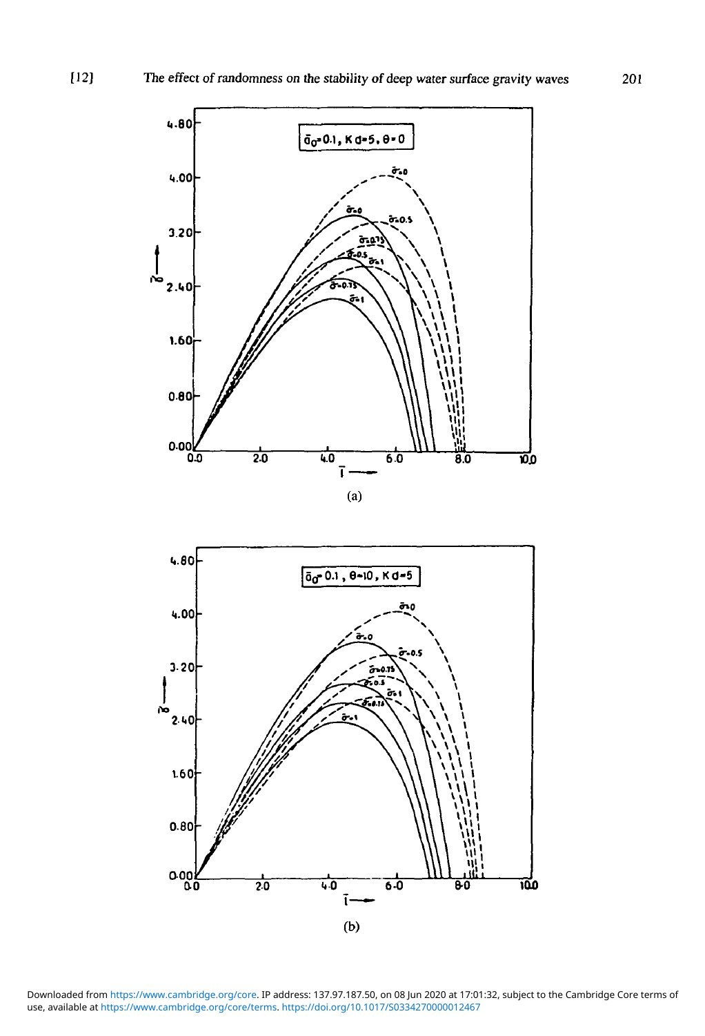(a)

(b)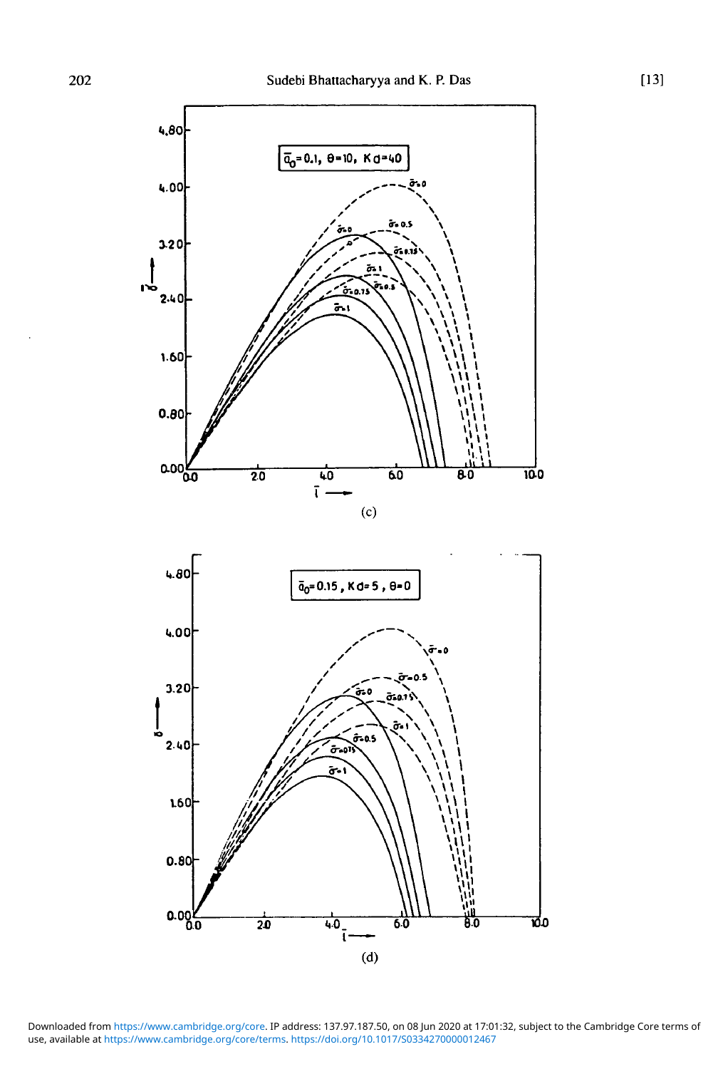(c)

(d)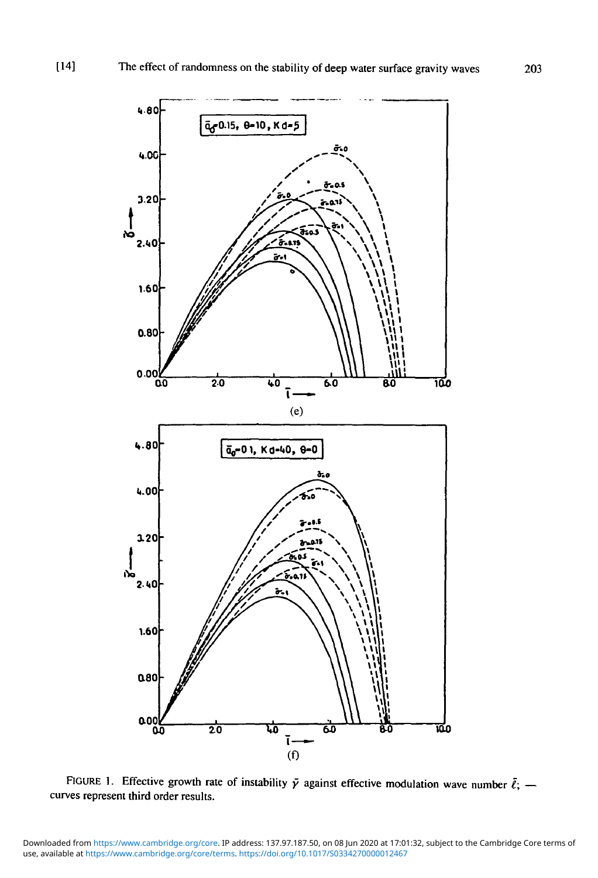(e)

(f)

FIGURE 1. Effective growth rate of instability $\bar{\gamma}$ against effective modulation wave number $\bar{\ell}$; — curves represent third order results.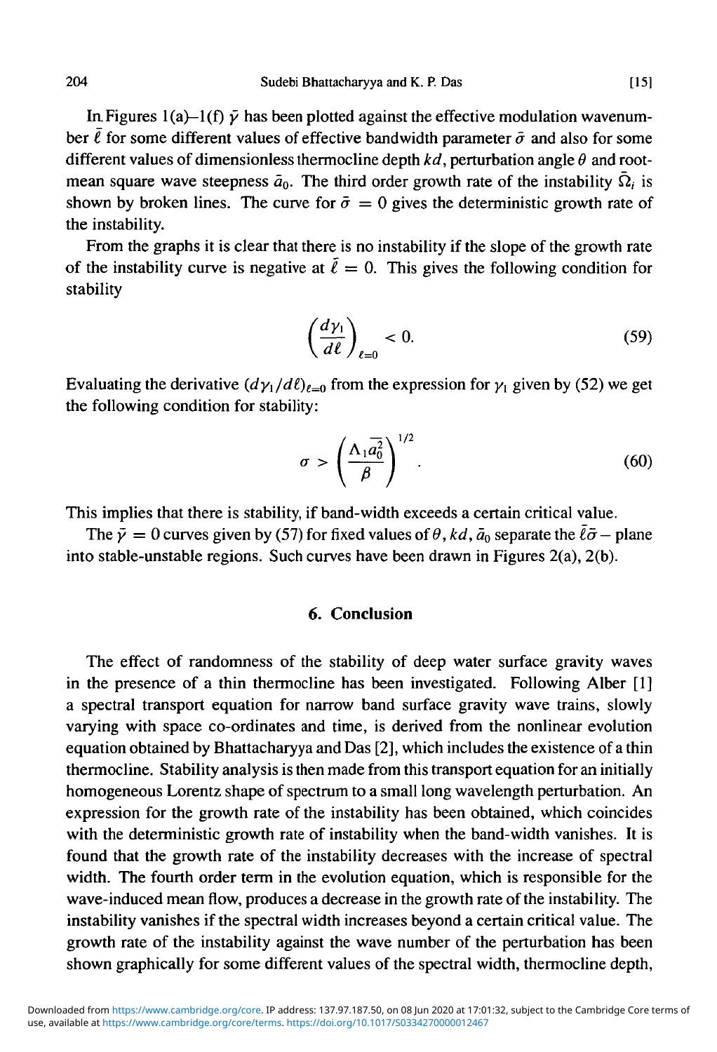In Figures 1(a)–1(f) $\bar{\gamma}$ has been plotted against the effective modulation wavenumber $\bar{\ell}$ for some different values of effective bandwidth parameter $\bar{\sigma}$ and also for some different values of dimensionless thermocline depth $kd$, perturbation angle $\theta$ and root-mean square wave steepness $\bar{a}_0$. The third order growth rate of the instability $\bar{\Omega}_i$ is shown by broken lines. The curve for $\bar{\sigma} = 0$ gives the deterministic growth rate of the instability.

From the graphs it is clear that there is no instability if the slope of the growth rate of the instability curve is negative at $\bar{\ell} = 0$. This gives the following condition for stability

$$\left(\frac{d\gamma_1}{d\ell}\right)_{\ell=0} < 0. \tag{59}$$

Evaluating the derivative $(d\gamma_1/d\ell)_{\ell=0}$ from the expression for $\gamma_1$ given by (52) we get the following condition for stability:

$$\sigma > \left(\frac{\Lambda_1 \overline{a_0^2}}{\beta}\right)^{1/2}. \tag{60}$$

This implies that there is stability, if band-width exceeds a certain critical value.

The $\bar{\gamma} = 0$ curves given by (57) for fixed values of $\theta, kd, \bar{a}_0$ separate the $\bar{\ell}\bar{\sigma}-$ plane into stable-unstable regions. Such curves have been drawn in Figures 2(a), 2(b).

## 6. Conclusion

The effect of randomness of the stability of deep water surface gravity waves in the presence of a thin thermocline has been investigated. Following Alber [1] a spectral transport equation for narrow band surface gravity wave trains, slowly varying with space co-ordinates and time, is derived from the nonlinear evolution equation obtained by Bhattacharyya and Das [2], which includes the existence of a thin thermocline. Stability analysis is then made from this transport equation for an initially homogeneous Lorentz shape of spectrum to a small long wavelength perturbation. An expression for the growth rate of the instability has been obtained, which coincides with the deterministic growth rate of instability when the band-width vanishes. It is found that the growth rate of the instability decreases with the increase of spectral width. The fourth order term in the evolution equation, which is responsible for the wave-induced mean flow, produces a decrease in the growth rate of the instability. The instability vanishes if the spectral width increases beyond a certain critical value. The growth rate of the instability against the wave number of the perturbation has been shown graphically for some different values of the spectral width, thermocline depth,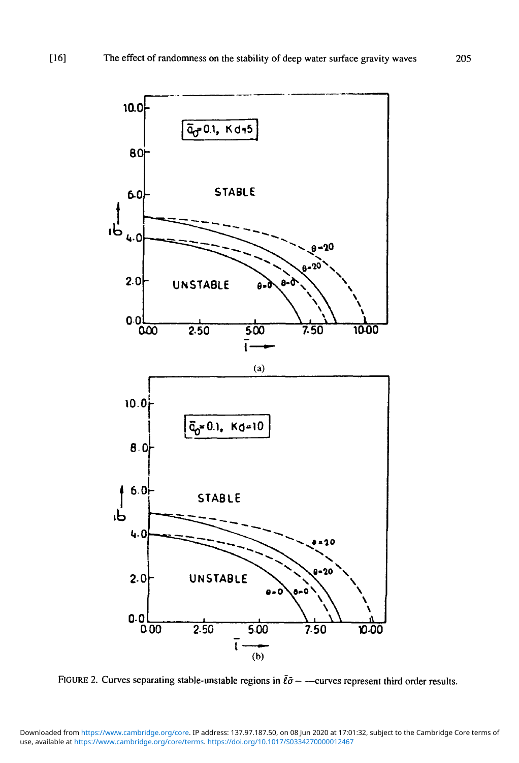FIGURE 2. Curves separating stable-unstable regions in $\bar{\ell}\bar{\sigma}$ – —curves represent third order results.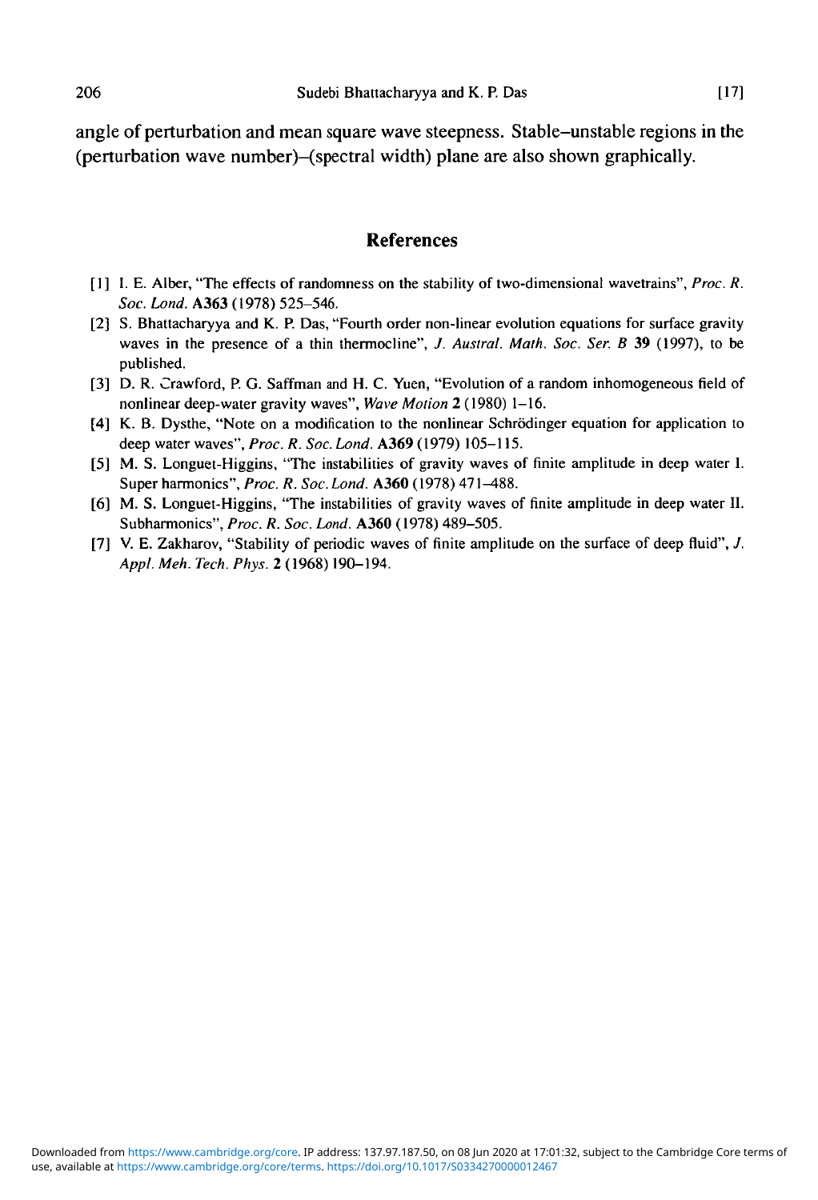angle of perturbation and mean square wave steepness. Stable–unstable regions in the (perturbation wave number)–(spectral width) plane are also shown graphically.

## References

[1] I. E. Alber, "The effects of randomness on the stability of two-dimensional wavetrains", *Proc. R. Soc. Lond.* **A363** (1978) 525–546.

[2] S. Bhattacharyya and K. P. Das, "Fourth order non-linear evolution equations for surface gravity waves in the presence of a thin thermocline", *J. Austral. Math. Soc. Ser. B* **39** (1997), to be published.

[3] D. R. Crawford, P. G. Saffman and H. C. Yuen, "Evolution of a random inhomogeneous field of nonlinear deep-water gravity waves", *Wave Motion* **2** (1980) 1–16.

[4] K. B. Dysthe, "Note on a modification to the nonlinear Schrödinger equation for application to deep water waves", *Proc. R. Soc. Lond.* **A369** (1979) 105–115.

[5] M. S. Longuet-Higgins, "The instabilities of gravity waves of finite amplitude in deep water I. Super harmonics", *Proc. R. Soc. Lond.* **A360** (1978) 471–488.

[6] M. S. Longuet-Higgins, "The instabilities of gravity waves of finite amplitude in deep water II. Subharmonics", *Proc. R. Soc. Lond.* **A360** (1978) 489–505.

[7] V. E. Zakharov, "Stability of periodic waves of finite amplitude on the surface of deep fluid", *J. Appl. Meh. Tech. Phys.* **2** (1968) 190–194.